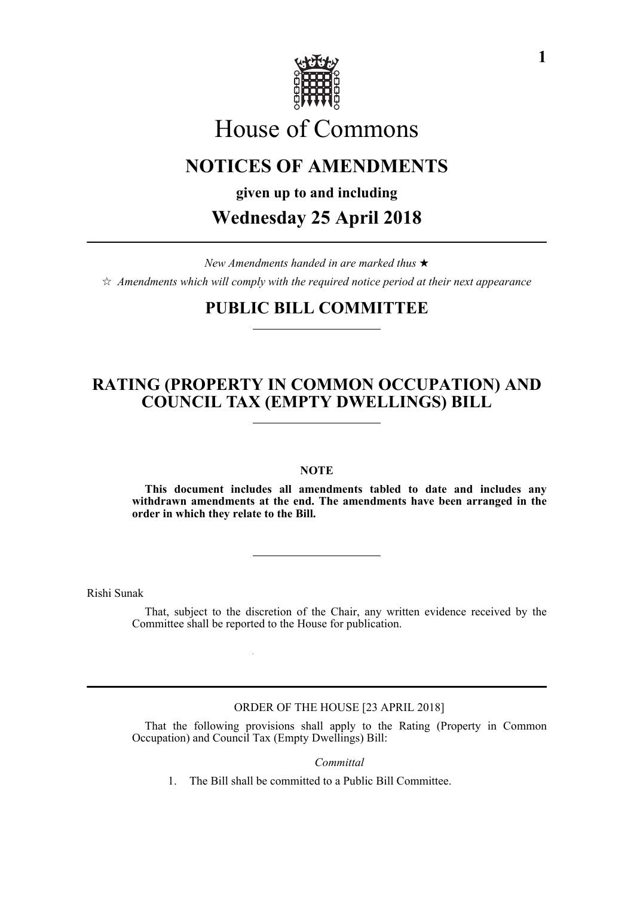# House of Commons

## NOTICES OF AMENDMENTS

**given up to and including**

## Wednesday 25 April 2018

*New Amendments handed in are marked thus ★*

☆ *Amendments which will comply with the required notice period at their next appearance*

## PUBLIC BILL COMMITTEE

## RATING (PROPERTY IN COMMON OCCUPATION) AND COUNCIL TAX (EMPTY DWELLINGS) BILL

**NOTE**

**This document includes all amendments tabled to date and includes any withdrawn amendments at the end. The amendments have been arranged in the order in which they relate to the Bill.**

Rishi Sunak

That, subject to the discretion of the Chair, any written evidence received by the Committee shall be reported to the House for publication.

ORDER OF THE HOUSE [23 APRIL 2018]

That the following provisions shall apply to the Rating (Property in Common Occupation) and Council Tax (Empty Dwellings) Bill:

*Committal*

1. The Bill shall be committed to a Public Bill Committee.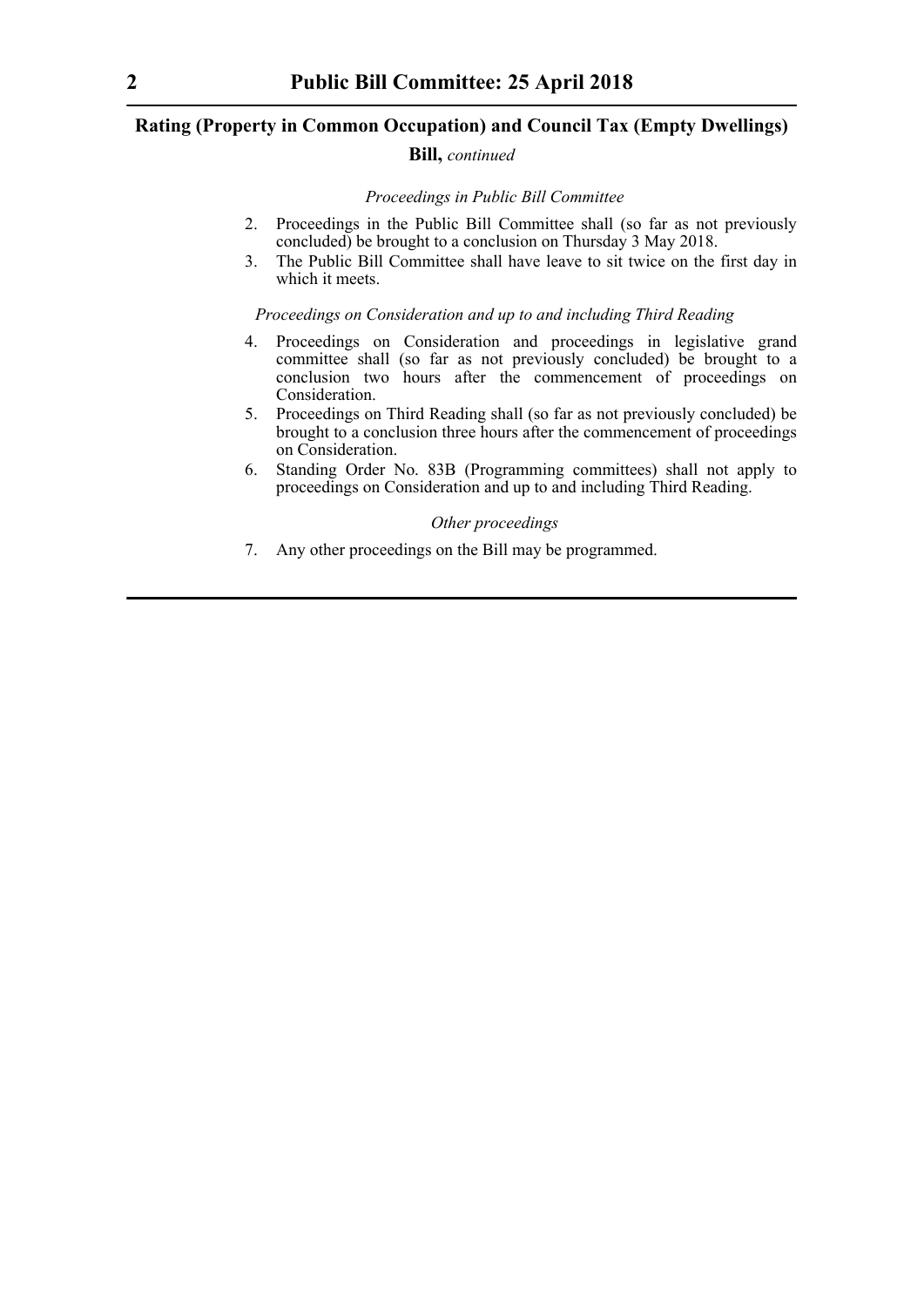## Rating (Property in Common Occupation) and Council Tax (Empty Dwellings) Bill, *continued*

*Proceedings in Public Bill Committee*

2. Proceedings in the Public Bill Committee shall (so far as not previously concluded) be brought to a conclusion on Thursday 3 May 2018.
3. The Public Bill Committee shall have leave to sit twice on the first day in which it meets.

*Proceedings on Consideration and up to and including Third Reading*

4. Proceedings on Consideration and proceedings in legislative grand committee shall (so far as not previously concluded) be brought to a conclusion two hours after the commencement of proceedings on Consideration.
5. Proceedings on Third Reading shall (so far as not previously concluded) be brought to a conclusion three hours after the commencement of proceedings on Consideration.
6. Standing Order No. 83B (Programming committees) shall not apply to proceedings on Consideration and up to and including Third Reading.

*Other proceedings*

7. Any other proceedings on the Bill may be programmed.